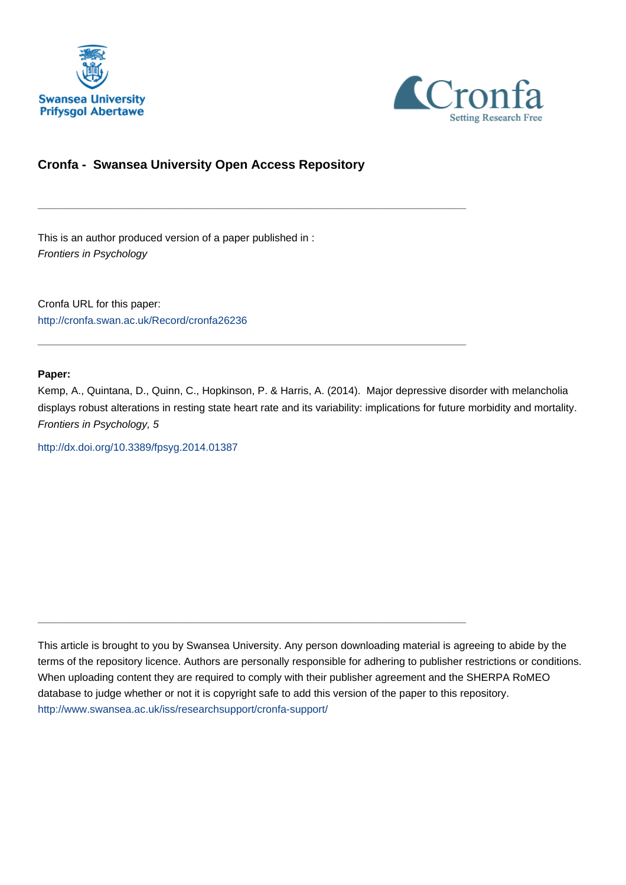Swansea University
Prifysgol Abertawe

Cronfa
Setting Research Free

## Cronfa - Swansea University Open Access Repository

---

This is an author produced version of a paper published in :
*Frontiers in Psychology*

Cronfa URL for this paper:
http://cronfa.swan.ac.uk/Record/cronfa26236

---

**Paper:**

Kemp, A., Quintana, D., Quinn, C., Hopkinson, P. & Harris, A. (2014). Major depressive disorder with melancholia displays robust alterations in resting state heart rate and its variability: implications for future morbidity and mortality. *Frontiers in Psychology, 5*

http://dx.doi.org/10.3389/fpsyg.2014.01387

---

This article is brought to you by Swansea University. Any person downloading material is agreeing to abide by the terms of the repository licence. Authors are personally responsible for adhering to publisher restrictions or conditions. When uploading content they are required to comply with their publisher agreement and the SHERPA RoMEO database to judge whether or not it is copyright safe to add this version of the paper to this repository.
http://www.swansea.ac.uk/iss/researchsupport/cronfa-support/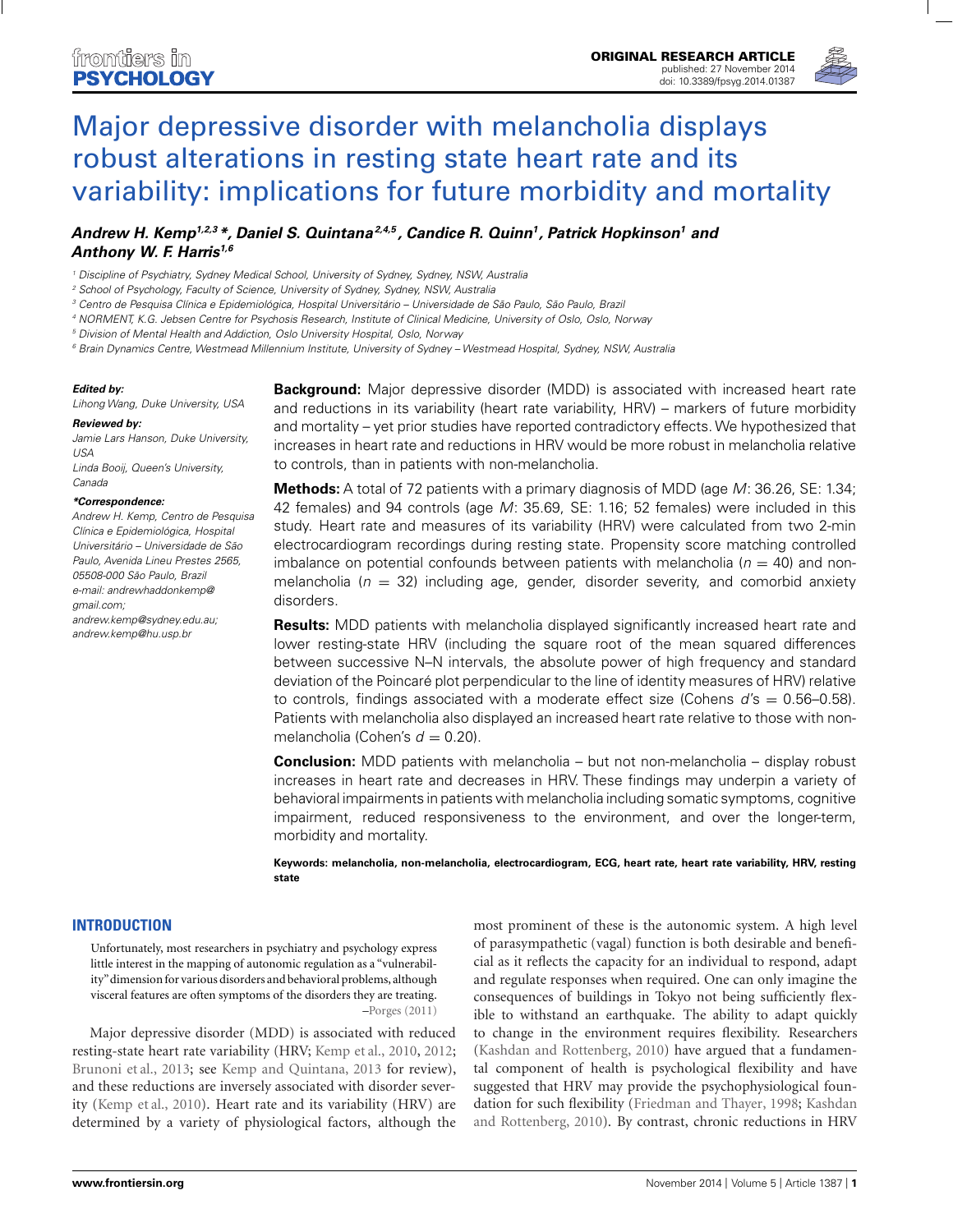# Major depressive disorder with melancholia displays robust alterations in resting state heart rate and its variability: implications for future morbidity and mortality

***Andrew H. Kemp[1,2,3]\*, Daniel S. Quintana[2,4,5], Candice R. Quinn[1], Patrick Hopkinson[1] and Anthony W. F. Harris[1,6]***

[1] Discipline of Psychiatry, Sydney Medical School, University of Sydney, Sydney, NSW, Australia
[2] School of Psychology, Faculty of Science, University of Sydney, Sydney, NSW, Australia
[3] Centro de Pesquisa Clínica e Epidemiológica, Hospital Universitário – Universidade de São Paulo, São Paulo, Brazil
[4] NORMENT, K.G. Jebsen Centre for Psychosis Research, Institute of Clinical Medicine, University of Oslo, Oslo, Norway
[5] Division of Mental Health and Addiction, Oslo University Hospital, Oslo, Norway
[6] Brain Dynamics Centre, Westmead Millennium Institute, University of Sydney – Westmead Hospital, Sydney, NSW, Australia

***Edited by:***
*Lihong Wang, Duke University, USA*

***Reviewed by:***
*Jamie Lars Hanson, Duke University, USA*
*Linda Booij, Queen's University, Canada*

***\*Correspondence:***
*Andrew H. Kemp, Centro de Pesquisa Clínica e Epidemiológica, Hospital Universitário – Universidade de São Paulo, Avenida Lineu Prestes 2565, 05508-000 São Paulo, Brazil*
*e-mail: andrewhaddonkemp@gmail.com; andrew.kemp@sydney.edu.au; andrew.kemp@hu.usp.br*

**Background:** Major depressive disorder (MDD) is associated with increased heart rate and reductions in its variability (heart rate variability, HRV) – markers of future morbidity and mortality – yet prior studies have reported contradictory effects. We hypothesized that increases in heart rate and reductions in HRV would be more robust in melancholia relative to controls, than in patients with non-melancholia.

**Methods:** A total of 72 patients with a primary diagnosis of MDD (age *M*: 36.26, SE: 1.34; 42 females) and 94 controls (age *M*: 35.69, SE: 1.16; 52 females) were included in this study. Heart rate and measures of its variability (HRV) were calculated from two 2-min electrocardiogram recordings during resting state. Propensity score matching controlled imbalance on potential confounds between patients with melancholia ($n = 40$) and non-melancholia ($n = 32$) including age, gender, disorder severity, and comorbid anxiety disorders.

**Results:** MDD patients with melancholia displayed significantly increased heart rate and lower resting-state HRV (including the square root of the mean squared differences between successive N–N intervals, the absolute power of high frequency and standard deviation of the Poincaré plot perpendicular to the line of identity measures of HRV) relative to controls, findings associated with a moderate effect size (Cohens $d$'s = 0.56–0.58). Patients with melancholia also displayed an increased heart rate relative to those with non-melancholia (Cohen's $d = 0.20$).

**Conclusion:** MDD patients with melancholia – but not non-melancholia – display robust increases in heart rate and decreases in HRV. These findings may underpin a variety of behavioral impairments in patients with melancholia including somatic symptoms, cognitive impairment, reduced responsiveness to the environment, and over the longer-term, morbidity and mortality.

**Keywords: melancholia, non-melancholia, electrocardiogram, ECG, heart rate, heart rate variability, HRV, resting state**

## INTRODUCTION

> Unfortunately, most researchers in psychiatry and psychology express little interest in the mapping of autonomic regulation as a "vulnerability" dimension for various disorders and behavioral problems, although visceral features are often symptoms of the disorders they are treating.
> –Porges (2011)

Major depressive disorder (MDD) is associated with reduced resting-state heart rate variability (HRV; Kemp et al., 2010, 2012; Brunoni et al., 2013; see Kemp and Quintana, 2013 for review), and these reductions are inversely associated with disorder severity (Kemp et al., 2010). Heart rate and its variability (HRV) are determined by a variety of physiological factors, although the most prominent of these is the autonomic system. A high level of parasympathetic (vagal) function is both desirable and beneficial as it reflects the capacity for an individual to respond, adapt and regulate responses when required. One can only imagine the consequences of buildings in Tokyo not being sufficiently flexible to withstand an earthquake. The ability to adapt quickly to change in the environment requires flexibility. Researchers (Kashdan and Rottenberg, 2010) have argued that a fundamental component of health is psychological flexibility and have suggested that HRV may provide the psychophysiological foundation for such flexibility (Friedman and Thayer, 1998; Kashdan and Rottenberg, 2010). By contrast, chronic reductions in HRV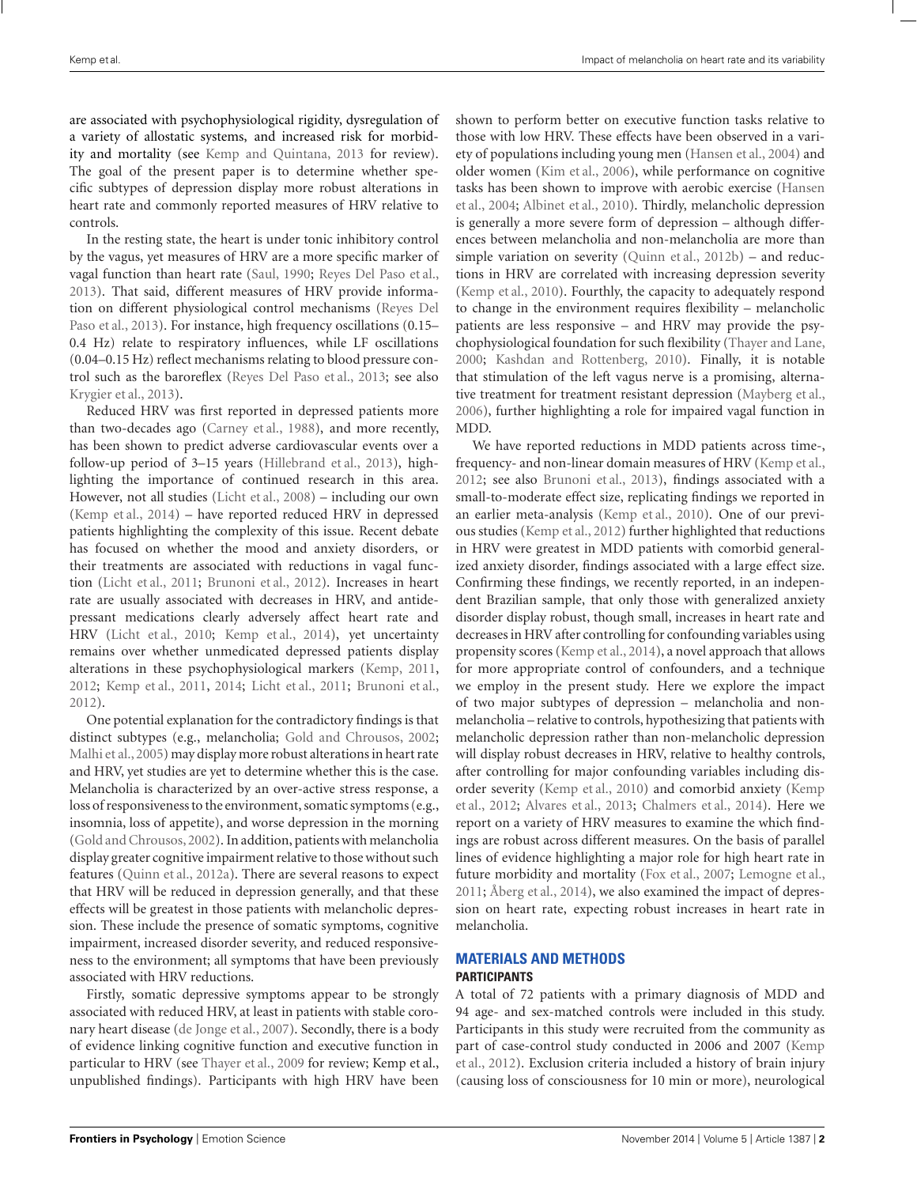are associated with psychophysiological rigidity, dysregulation of a variety of allostatic systems, and increased risk for morbidity and mortality (see Kemp and Quintana, 2013 for review). The goal of the present paper is to determine whether specific subtypes of depression display more robust alterations in heart rate and commonly reported measures of HRV relative to controls.

In the resting state, the heart is under tonic inhibitory control by the vagus, yet measures of HRV are a more specific marker of vagal function than heart rate (Saul, 1990; Reyes Del Paso et al., 2013). That said, different measures of HRV provide information on different physiological control mechanisms (Reyes Del Paso et al., 2013). For instance, high frequency oscillations (0.15–0.4 Hz) relate to respiratory influences, while LF oscillations (0.04–0.15 Hz) reflect mechanisms relating to blood pressure control such as the baroreflex (Reyes Del Paso et al., 2013; see also Krygier et al., 2013).

Reduced HRV was first reported in depressed patients more than two-decades ago (Carney et al., 1988), and more recently, has been shown to predict adverse cardiovascular events over a follow-up period of 3–15 years (Hillebrand et al., 2013), highlighting the importance of continued research in this area. However, not all studies (Licht et al., 2008) – including our own (Kemp et al., 2014) – have reported reduced HRV in depressed patients highlighting the complexity of this issue. Recent debate has focused on whether the mood and anxiety disorders, or their treatments are associated with reductions in vagal function (Licht et al., 2011; Brunoni et al., 2012). Increases in heart rate are usually associated with decreases in HRV, and antidepressant medications clearly adversely affect heart rate and HRV (Licht et al., 2010; Kemp et al., 2014), yet uncertainty remains over whether unmedicated depressed patients display alterations in these psychophysiological markers (Kemp, 2011, 2012; Kemp et al., 2011, 2014; Licht et al., 2011; Brunoni et al., 2012).

One potential explanation for the contradictory findings is that distinct subtypes (e.g., melancholia; Gold and Chrousos, 2002; Malhi et al., 2005) may display more robust alterations in heart rate and HRV, yet studies are yet to determine whether this is the case. Melancholia is characterized by an over-active stress response, a loss of responsiveness to the environment, somatic symptoms (e.g., insomnia, loss of appetite), and worse depression in the morning (Gold and Chrousos, 2002). In addition, patients with melancholia display greater cognitive impairment relative to those without such features (Quinn et al., 2012a). There are several reasons to expect that HRV will be reduced in depression generally, and that these effects will be greatest in those patients with melancholic depression. These include the presence of somatic symptoms, cognitive impairment, increased disorder severity, and reduced responsiveness to the environment; all symptoms that have been previously associated with HRV reductions.

Firstly, somatic depressive symptoms appear to be strongly associated with reduced HRV, at least in patients with stable coronary heart disease (de Jonge et al., 2007). Secondly, there is a body of evidence linking cognitive function and executive function in particular to HRV (see Thayer et al., 2009 for review; Kemp et al., unpublished findings). Participants with high HRV have been shown to perform better on executive function tasks relative to those with low HRV. These effects have been observed in a variety of populations including young men (Hansen et al., 2004) and older women (Kim et al., 2006), while performance on cognitive tasks has been shown to improve with aerobic exercise (Hansen et al., 2004; Albinet et al., 2010). Thirdly, melancholic depression is generally a more severe form of depression – although differences between melancholia and non-melancholia are more than simple variation on severity (Quinn et al., 2012b) – and reductions in HRV are correlated with increasing depression severity (Kemp et al., 2010). Fourthly, the capacity to adequately respond to change in the environment requires flexibility – melancholic patients are less responsive – and HRV may provide the psychophysiological foundation for such flexibility (Thayer and Lane, 2000; Kashdan and Rottenberg, 2010). Finally, it is notable that stimulation of the left vagus nerve is a promising, alternative treatment for treatment resistant depression (Mayberg et al., 2006), further highlighting a role for impaired vagal function in MDD.

We have reported reductions in MDD patients across time-, frequency- and non-linear domain measures of HRV (Kemp et al., 2012; see also Brunoni et al., 2013), findings associated with a small-to-moderate effect size, replicating findings we reported in an earlier meta-analysis (Kemp et al., 2010). One of our previous studies (Kemp et al., 2012) further highlighted that reductions in HRV were greatest in MDD patients with comorbid generalized anxiety disorder, findings associated with a large effect size. Confirming these findings, we recently reported, in an independent Brazilian sample, that only those with generalized anxiety disorder display robust, though small, increases in heart rate and decreases in HRV after controlling for confounding variables using propensity scores (Kemp et al., 2014), a novel approach that allows for more appropriate control of confounders, and a technique we employ in the present study. Here we explore the impact of two major subtypes of depression – melancholia and non-melancholia – relative to controls, hypothesizing that patients with melancholic depression rather than non-melancholic depression will display robust decreases in HRV, relative to healthy controls, after controlling for major confounding variables including disorder severity (Kemp et al., 2010) and comorbid anxiety (Kemp et al., 2012; Alvares et al., 2013; Chalmers et al., 2014). Here we report on a variety of HRV measures to examine the which findings are robust across different measures. On the basis of parallel lines of evidence highlighting a major role for high heart rate in future morbidity and mortality (Fox et al., 2007; Lemogne et al., 2011; Åberg et al., 2014), we also examined the impact of depression on heart rate, expecting robust increases in heart rate in melancholia.

## MATERIALS AND METHODS

### PARTICIPANTS

A total of 72 patients with a primary diagnosis of MDD and 94 age- and sex-matched controls were included in this study. Participants in this study were recruited from the community as part of case-control study conducted in 2006 and 2007 (Kemp et al., 2012). Exclusion criteria included a history of brain injury (causing loss of consciousness for 10 min or more), neurological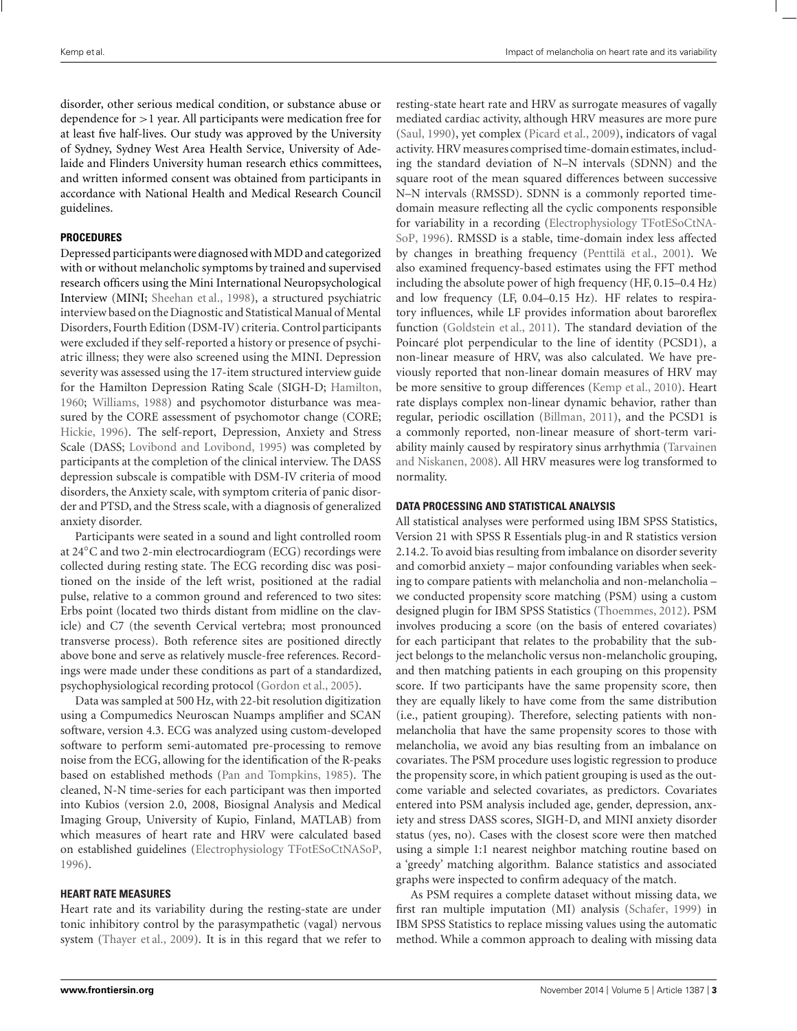disorder, other serious medical condition, or substance abuse or dependence for >1 year. All participants were medication free for at least five half-lives. Our study was approved by the University of Sydney, Sydney West Area Health Service, University of Adelaide and Flinders University human research ethics committees, and written informed consent was obtained from participants in accordance with National Health and Medical Research Council guidelines.

### PROCEDURES

Depressed participants were diagnosed with MDD and categorized with or without melancholic symptoms by trained and supervised research officers using the Mini International Neuropsychological Interview (MINI; Sheehan et al., 1998), a structured psychiatric interview based on the Diagnostic and Statistical Manual of Mental Disorders, Fourth Edition (DSM-IV) criteria. Control participants were excluded if they self-reported a history or presence of psychiatric illness; they were also screened using the MINI. Depression severity was assessed using the 17-item structured interview guide for the Hamilton Depression Rating Scale (SIGH-D; Hamilton, 1960; Williams, 1988) and psychomotor disturbance was measured by the CORE assessment of psychomotor change (CORE; Hickie, 1996). The self-report, Depression, Anxiety and Stress Scale (DASS; Lovibond and Lovibond, 1995) was completed by participants at the completion of the clinical interview. The DASS depression subscale is compatible with DSM-IV criteria of mood disorders, the Anxiety scale, with symptom criteria of panic disorder and PTSD, and the Stress scale, with a diagnosis of generalized anxiety disorder.

Participants were seated in a sound and light controlled room at 24°C and two 2-min electrocardiogram (ECG) recordings were collected during resting state. The ECG recording disc was positioned on the inside of the left wrist, positioned at the radial pulse, relative to a common ground and referenced to two sites: Erbs point (located two thirds distant from midline on the clavicle) and C7 (the seventh Cervical vertebra; most pronounced transverse process). Both reference sites are positioned directly above bone and serve as relatively muscle-free references. Recordings were made under these conditions as part of a standardized, psychophysiological recording protocol (Gordon et al., 2005).

Data was sampled at 500 Hz, with 22-bit resolution digitization using a Compumedics Neuroscan Nuamps amplifier and SCAN software, version 4.3. ECG was analyzed using custom-developed software to perform semi-automated pre-processing to remove noise from the ECG, allowing for the identification of the R-peaks based on established methods (Pan and Tompkins, 1985). The cleaned, N-N time-series for each participant was then imported into Kubios (version 2.0, 2008, Biosignal Analysis and Medical Imaging Group, University of Kupio, Finland, MATLAB) from which measures of heart rate and HRV were calculated based on established guidelines (Electrophysiology TFotESoCtNASoP, 1996).

### HEART RATE MEASURES

Heart rate and its variability during the resting-state are under tonic inhibitory control by the parasympathetic (vagal) nervous system (Thayer et al., 2009). It is in this regard that we refer to resting-state heart rate and HRV as surrogate measures of vagally mediated cardiac activity, although HRV measures are more pure (Saul, 1990), yet complex (Picard et al., 2009), indicators of vagal activity. HRV measures comprised time-domain estimates, including the standard deviation of N–N intervals (SDNN) and the square root of the mean squared differences between successive N–N intervals (RMSSD). SDNN is a commonly reported time-domain measure reflecting all the cyclic components responsible for variability in a recording (Electrophysiology TFotESoCtNASoP, 1996). RMSSD is a stable, time-domain index less affected by changes in breathing frequency (Penttilä et al., 2001). We also examined frequency-based estimates using the FFT method including the absolute power of high frequency (HF, 0.15–0.4 Hz) and low frequency (LF, 0.04–0.15 Hz). HF relates to respiratory influences, while LF provides information about baroreflex function (Goldstein et al., 2011). The standard deviation of the Poincaré plot perpendicular to the line of identity (PCSD1), a non-linear measure of HRV, was also calculated. We have previously reported that non-linear domain measures of HRV may be more sensitive to group differences (Kemp et al., 2010). Heart rate displays complex non-linear dynamic behavior, rather than regular, periodic oscillation (Billman, 2011), and the PCSD1 is a commonly reported, non-linear measure of short-term variability mainly caused by respiratory sinus arrhythmia (Tarvainen and Niskanen, 2008). All HRV measures were log transformed to normality.

### DATA PROCESSING AND STATISTICAL ANALYSIS

All statistical analyses were performed using IBM SPSS Statistics, Version 21 with SPSS R Essentials plug-in and R statistics version 2.14.2. To avoid bias resulting from imbalance on disorder severity and comorbid anxiety – major confounding variables when seeking to compare patients with melancholia and non-melancholia – we conducted propensity score matching (PSM) using a custom designed plugin for IBM SPSS Statistics (Thoemmes, 2012). PSM involves producing a score (on the basis of entered covariates) for each participant that relates to the probability that the subject belongs to the melancholic versus non-melancholic grouping, and then matching patients in each grouping on this propensity score. If two participants have the same propensity score, then they are equally likely to have come from the same distribution (i.e., patient grouping). Therefore, selecting patients with non-melancholia that have the same propensity scores to those with melancholia, we avoid any bias resulting from an imbalance on covariates. The PSM procedure uses logistic regression to produce the propensity score, in which patient grouping is used as the outcome variable and selected covariates, as predictors. Covariates entered into PSM analysis included age, gender, depression, anxiety and stress DASS scores, SIGH-D, and MINI anxiety disorder status (yes, no). Cases with the closest score were then matched using a simple 1:1 nearest neighbor matching routine based on a 'greedy' matching algorithm. Balance statistics and associated graphs were inspected to confirm adequacy of the match.

As PSM requires a complete dataset without missing data, we first ran multiple imputation (MI) analysis (Schafer, 1999) in IBM SPSS Statistics to replace missing values using the automatic method. While a common approach to dealing with missing data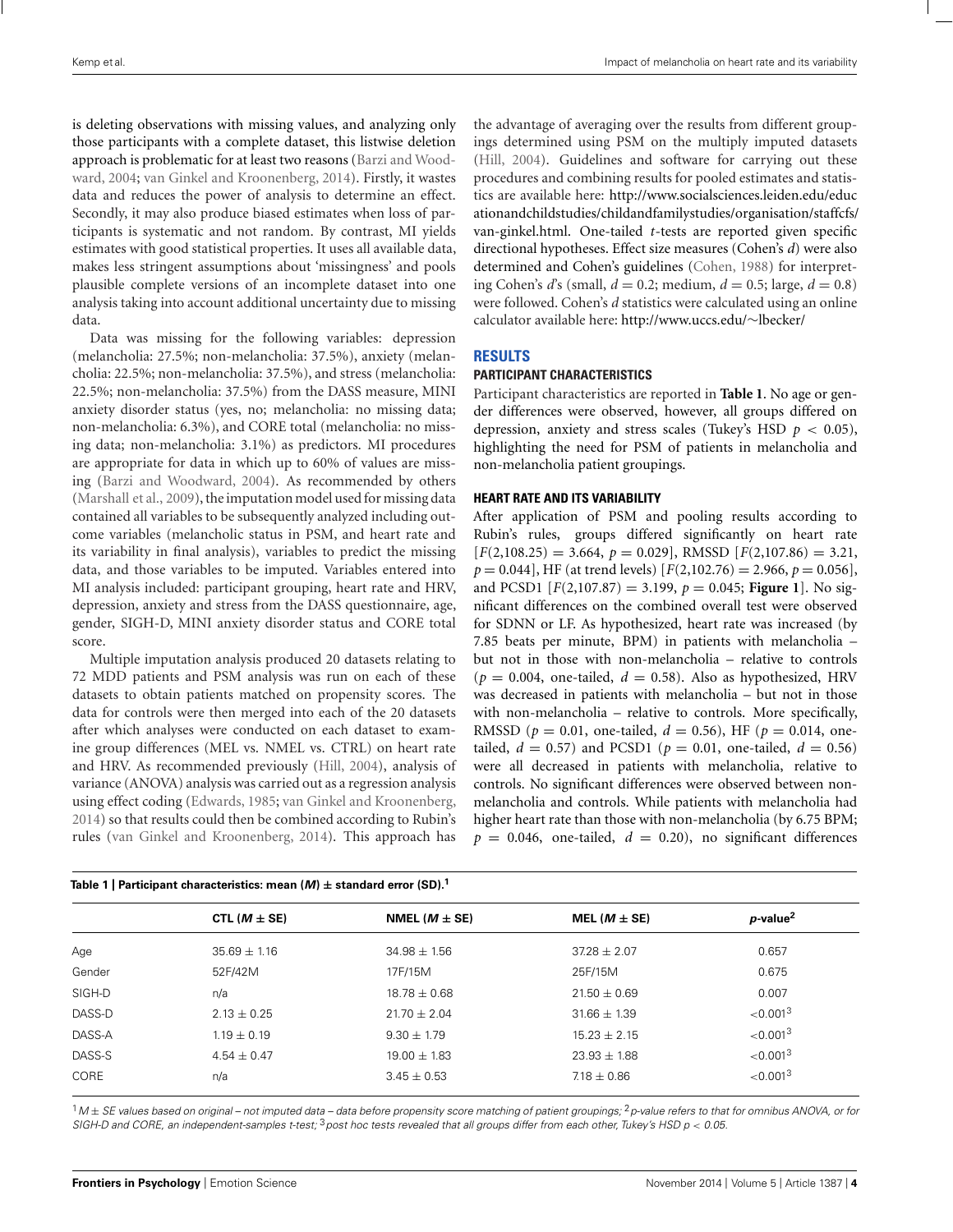is deleting observations with missing values, and analyzing only those participants with a complete dataset, this listwise deletion approach is problematic for at least two reasons (Barzi and Woodward, 2004; van Ginkel and Kroonenberg, 2014). Firstly, it wastes data and reduces the power of analysis to determine an effect. Secondly, it may also produce biased estimates when loss of participants is systematic and not random. By contrast, MI yields estimates with good statistical properties. It uses all available data, makes less stringent assumptions about 'missingness' and pools plausible complete versions of an incomplete dataset into one analysis taking into account additional uncertainty due to missing data.

Data was missing for the following variables: depression (melancholia: 27.5%; non-melancholia: 37.5%), anxiety (melancholia: 22.5%; non-melancholia: 37.5%), and stress (melancholia: 22.5%; non-melancholia: 37.5%) from the DASS measure, MINI anxiety disorder status (yes, no; melancholia: no missing data; non-melancholia: 6.3%), and CORE total (melancholia: no missing data; non-melancholia: 3.1%) as predictors. MI procedures are appropriate for data in which up to 60% of values are missing (Barzi and Woodward, 2004). As recommended by others (Marshall et al., 2009), the imputation model used for missing data contained all variables to be subsequently analyzed including outcome variables (melancholic status in PSM, and heart rate and its variability in final analysis), variables to predict the missing data, and those variables to be imputed. Variables entered into MI analysis included: participant grouping, heart rate and HRV, depression, anxiety and stress from the DASS questionnaire, age, gender, SIGH-D, MINI anxiety disorder status and CORE total score.

Multiple imputation analysis produced 20 datasets relating to 72 MDD patients and PSM analysis was run on each of these datasets to obtain patients matched on propensity scores. The data for controls were then merged into each of the 20 datasets after which analyses were conducted on each dataset to examine group differences (MEL vs. NMEL vs. CTRL) on heart rate and HRV. As recommended previously (Hill, 2004), analysis of variance (ANOVA) analysis was carried out as a regression analysis using effect coding (Edwards, 1985; van Ginkel and Kroonenberg, 2014) so that results could then be combined according to Rubin's rules (van Ginkel and Kroonenberg, 2014). This approach has the advantage of averaging over the results from different groupings determined using PSM on the multiply imputed datasets (Hill, 2004). Guidelines and software for carrying out these procedures and combining results for pooled estimates and statistics are available here: http://www.socialsciences.leiden.edu/educationandchildstudies/childandfamilystudies/organisation/staffcfs/van-ginkel.html. One-tailed *t*-tests are reported given specific directional hypotheses. Effect size measures (Cohen's *d*) were also determined and Cohen's guidelines (Cohen, 1988) for interpreting Cohen's *d*'s (small, $d = 0.2$; medium, $d = 0.5$; large, $d = 0.8$) were followed. Cohen's *d* statistics were calculated using an online calculator available here: http://www.uccs.edu/~lbecker/

## RESULTS

### PARTICIPANT CHARACTERISTICS

Participant characteristics are reported in **Table 1**. No age or gender differences were observed, however, all groups differed on depression, anxiety and stress scales (Tukey's HSD $p < 0.05$), highlighting the need for PSM of patients in melancholia and non-melancholia patient groupings.

### HEART RATE AND ITS VARIABILITY

After application of PSM and pooling results according to Rubin's rules, groups differed significantly on heart rate [$F(2,108.25) = 3.664$, $p = 0.029$], RMSSD [$F(2,107.86) = 3.21$, $p = 0.044$], HF (at trend levels) [$F(2,102.76) = 2.966$, $p = 0.056$], and PCSD1 [$F(2,107.87) = 3.199$, $p = 0.045$; **Figure 1**]. No significant differences on the combined overall test were observed for SDNN or LF. As hypothesized, heart rate was increased (by 7.85 beats per minute, BPM) in patients with melancholia – but not in those with non-melancholia – relative to controls ($p = 0.004$, one-tailed, $d = 0.58$). Also as hypothesized, HRV was decreased in patients with melancholia – but not in those with non-melancholia – relative to controls. More specifically, RMSSD ($p = 0.01$, one-tailed, $d = 0.56$), HF ($p = 0.014$, one-tailed, $d = 0.57$) and PCSD1 ($p = 0.01$, one-tailed, $d = 0.56$) were all decreased in patients with melancholia, relative to controls. No significant differences were observed between non-melancholia and controls. While patients with melancholia had higher heart rate than those with non-melancholia (by 6.75 BPM; $p = 0.046$, one-tailed, $d = 0.20$), no significant differences

**Table 1 | Participant characteristics: mean (*M*) ± standard error (SD).[1]**

| | CTL ($M \pm$ SE) | NMEL ($M \pm$ SE) | MEL ($M \pm$ SE) | *p*-value[2] |
|---|---|---|---|---|
| Age | 35.69 ± 1.16 | 34.98 ± 1.56 | 37.28 ± 2.07 | 0.657 |
| Gender | 52F/42M | 17F/15M | 25F/15M | 0.675 |
| SIGH-D | n/a | 18.78 ± 0.68 | 21.50 ± 0.69 | 0.007 |
| DASS-D | 2.13 ± 0.25 | 21.70 ± 2.04 | 31.66 ± 1.39 | <0.001[3] |
| DASS-A | 1.19 ± 0.19 | 9.30 ± 1.79 | 15.23 ± 2.15 | <0.001[3] |
| DASS-S | 4.54 ± 0.47 | 19.00 ± 1.83 | 23.93 ± 1.88 | <0.001[3] |
| CORE | n/a | 3.45 ± 0.53 | 7.18 ± 0.86 | <0.001[3] |

[1] *M ± SE values based on original – not imputed data – data before propensity score matching of patient groupings;* [2] *p-value refers to that for omnibus ANOVA, or for SIGH-D and CORE, an independent-samples t-test;* [3] *post hoc tests revealed that all groups differ from each other, Tukey's HSD p < 0.05.*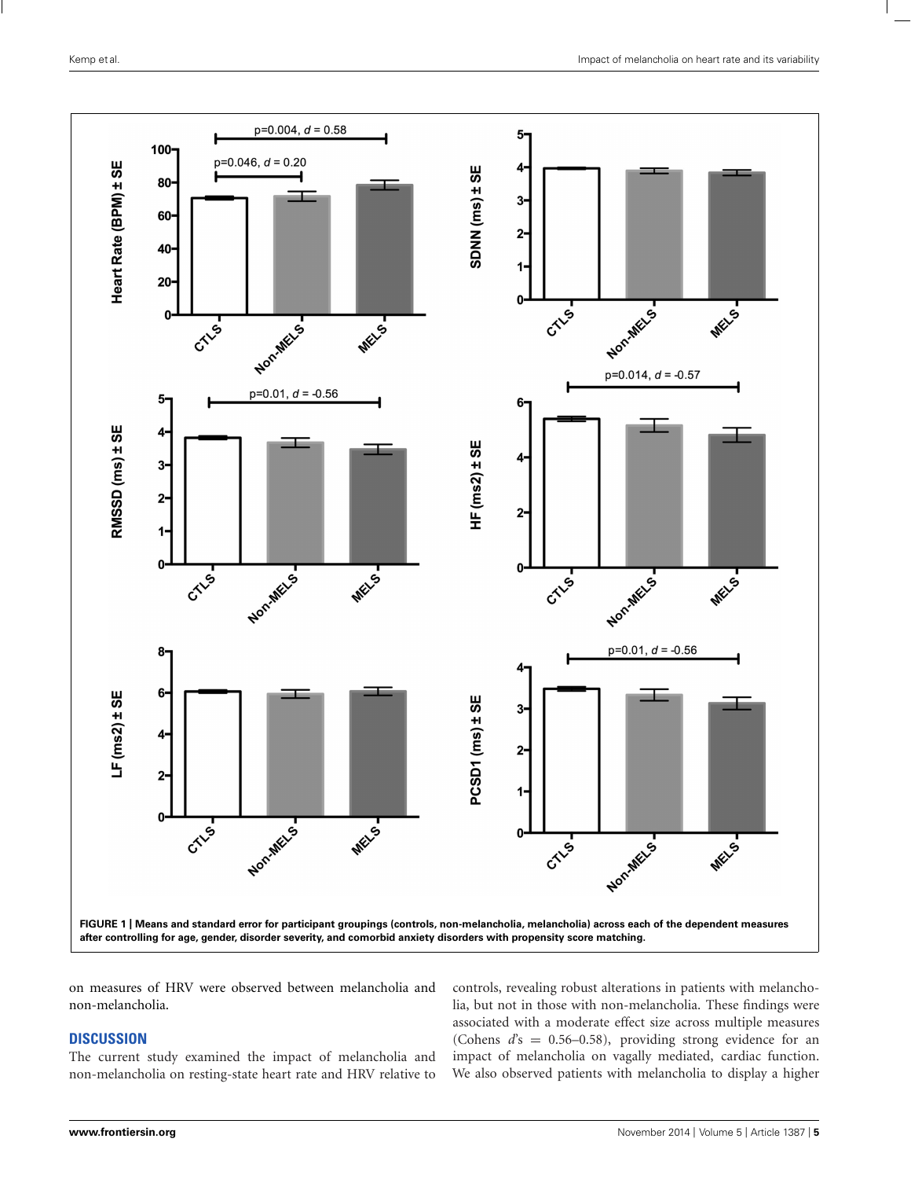FIGURE 1 | Means and standard error for participant groupings (controls, non-melancholia, melancholia) across each of the dependent measures after controlling for age, gender, disorder severity, and comorbid anxiety disorders with propensity score matching.

on measures of HRV were observed between melancholia and non-melancholia.

## DISCUSSION

The current study examined the impact of melancholia and non-melancholia on resting-state heart rate and HRV relative to controls, revealing robust alterations in patients with melancholia, but not in those with non-melancholia. These findings were associated with a moderate effect size across multiple measures (Cohens *d*'s = 0.56–0.58), providing strong evidence for an impact of melancholia on vagally mediated, cardiac function. We also observed patients with melancholia to display a higher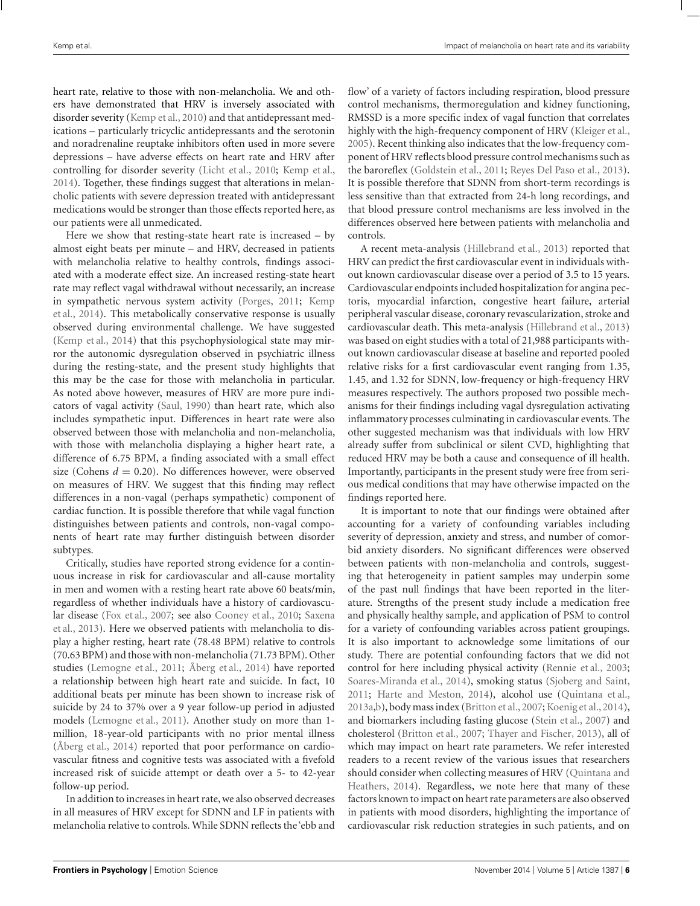heart rate, relative to those with non-melancholia. We and others have demonstrated that HRV is inversely associated with disorder severity (Kemp et al., 2010) and that antidepressant medications – particularly tricyclic antidepressants and the serotonin and noradrenaline reuptake inhibitors often used in more severe depressions – have adverse effects on heart rate and HRV after controlling for disorder severity (Licht et al., 2010; Kemp et al., 2014). Together, these findings suggest that alterations in melancholic patients with severe depression treated with antidepressant medications would be stronger than those effects reported here, as our patients were all unmedicated.

Here we show that resting-state heart rate is increased – by almost eight beats per minute – and HRV, decreased in patients with melancholia relative to healthy controls, findings associated with a moderate effect size. An increased resting-state heart rate may reflect vagal withdrawal without necessarily, an increase in sympathetic nervous system activity (Porges, 2011; Kemp et al., 2014). This metabolically conservative response is usually observed during environmental challenge. We have suggested (Kemp et al., 2014) that this psychophysiological state may mirror the autonomic dysregulation observed in psychiatric illness during the resting-state, and the present study highlights that this may be the case for those with melancholia in particular. As noted above however, measures of HRV are more pure indicators of vagal activity (Saul, 1990) than heart rate, which also includes sympathetic input. Differences in heart rate were also observed between those with melancholia and non-melancholia, with those with melancholia displaying a higher heart rate, a difference of 6.75 BPM, a finding associated with a small effect size (Cohens $d = 0.20$). No differences however, were observed on measures of HRV. We suggest that this finding may reflect differences in a non-vagal (perhaps sympathetic) component of cardiac function. It is possible therefore that while vagal function distinguishes between patients and controls, non-vagal components of heart rate may further distinguish between disorder subtypes.

Critically, studies have reported strong evidence for a continuous increase in risk for cardiovascular and all-cause mortality in men and women with a resting heart rate above 60 beats/min, regardless of whether individuals have a history of cardiovascular disease (Fox et al., 2007; see also Cooney et al., 2010; Saxena et al., 2013). Here we observed patients with melancholia to display a higher resting, heart rate (78.48 BPM) relative to controls (70.63 BPM) and those with non-melancholia (71.73 BPM). Other studies (Lemogne et al., 2011; Åberg et al., 2014) have reported a relationship between high heart rate and suicide. In fact, 10 additional beats per minute has been shown to increase risk of suicide by 24 to 37% over a 9 year follow-up period in adjusted models (Lemogne et al., 2011). Another study on more than 1-million, 18-year-old participants with no prior mental illness (Åberg et al., 2014) reported that poor performance on cardiovascular fitness and cognitive tests was associated with a fivefold increased risk of suicide attempt or death over a 5- to 42-year follow-up period.

In addition to increases in heart rate, we also observed decreases in all measures of HRV except for SDNN and LF in patients with melancholia relative to controls. While SDNN reflects the 'ebb and flow' of a variety of factors including respiration, blood pressure control mechanisms, thermoregulation and kidney functioning, RMSSD is a more specific index of vagal function that correlates highly with the high-frequency component of HRV (Kleiger et al., 2005). Recent thinking also indicates that the low-frequency component of HRV reflects blood pressure control mechanisms such as the baroreflex (Goldstein et al., 2011; Reyes Del Paso et al., 2013). It is possible therefore that SDNN from short-term recordings is less sensitive than that extracted from 24-h long recordings, and that blood pressure control mechanisms are less involved in the differences observed here between patients with melancholia and controls.

A recent meta-analysis (Hillebrand et al., 2013) reported that HRV can predict the first cardiovascular event in individuals without known cardiovascular disease over a period of 3.5 to 15 years. Cardiovascular endpoints included hospitalization for angina pectoris, myocardial infarction, congestive heart failure, arterial peripheral vascular disease, coronary revascularization, stroke and cardiovascular death. This meta-analysis (Hillebrand et al., 2013) was based on eight studies with a total of 21,988 participants without known cardiovascular disease at baseline and reported pooled relative risks for a first cardiovascular event ranging from 1.35, 1.45, and 1.32 for SDNN, low-frequency or high-frequency HRV measures respectively. The authors proposed two possible mechanisms for their findings including vagal dysregulation activating inflammatory processes culminating in cardiovascular events. The other suggested mechanism was that individuals with low HRV already suffer from subclinical or silent CVD, highlighting that reduced HRV may be both a cause and consequence of ill health. Importantly, participants in the present study were free from serious medical conditions that may have otherwise impacted on the findings reported here.

It is important to note that our findings were obtained after accounting for a variety of confounding variables including severity of depression, anxiety and stress, and number of comorbid anxiety disorders. No significant differences were observed between patients with non-melancholia and controls, suggesting that heterogeneity in patient samples may underpin some of the past null findings that have been reported in the literature. Strengths of the present study include a medication free and physically healthy sample, and application of PSM to control for a variety of confounding variables across patient groupings. It is also important to acknowledge some limitations of our study. There are potential confounding factors that we did not control for here including physical activity (Rennie et al., 2003; Soares-Miranda et al., 2014), smoking status (Sjoberg and Saint, 2011; Harte and Meston, 2014), alcohol use (Quintana et al., 2013a,b), body mass index (Britton et al., 2007; Koenig et al., 2014), and biomarkers including fasting glucose (Stein et al., 2007) and cholesterol (Britton et al., 2007; Thayer and Fischer, 2013), all of which may impact on heart rate parameters. We refer interested readers to a recent review of the various issues that researchers should consider when collecting measures of HRV (Quintana and Heathers, 2014). Regardless, we note here that many of these factors known to impact on heart rate parameters are also observed in patients with mood disorders, highlighting the importance of cardiovascular risk reduction strategies in such patients, and on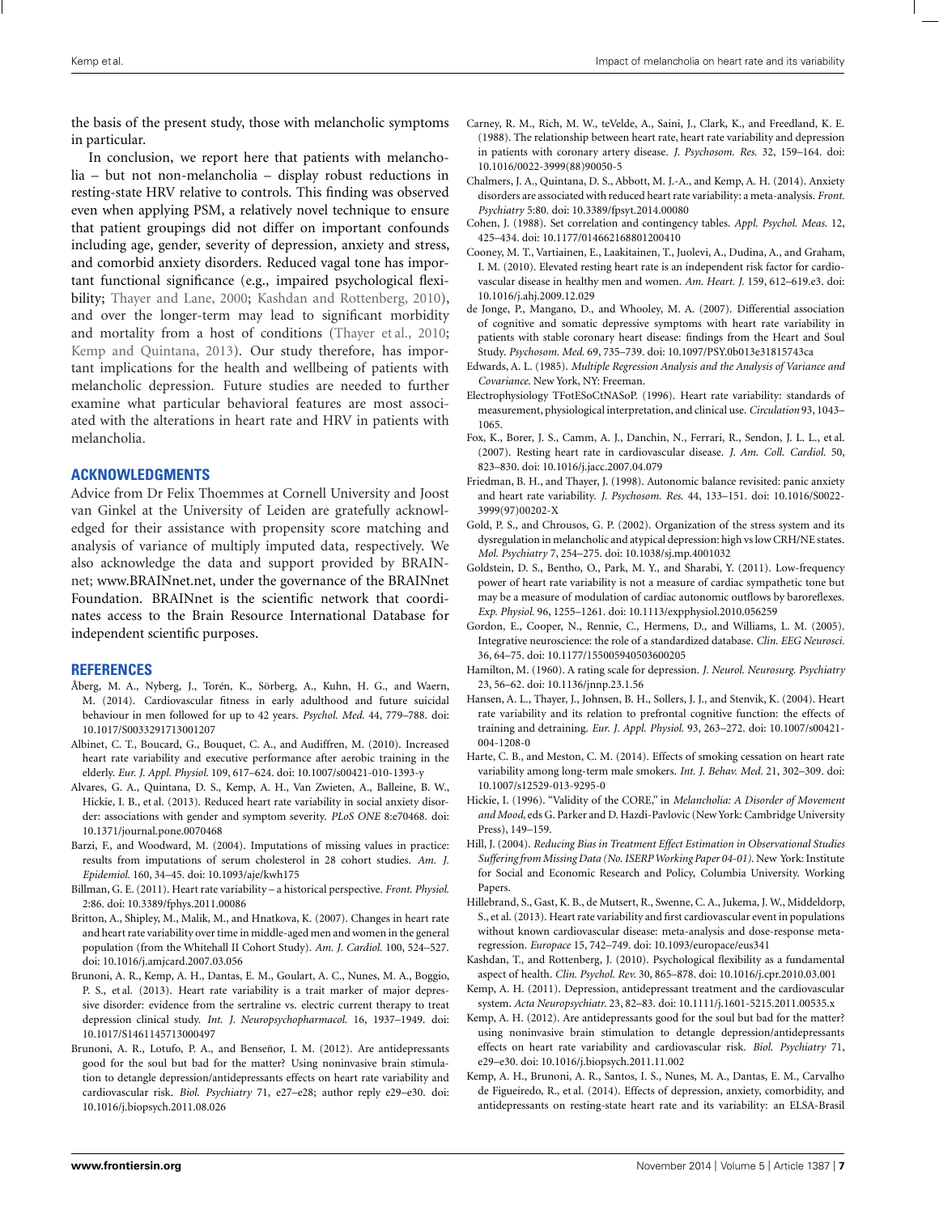the basis of the present study, those with melancholic symptoms in particular.

In conclusion, we report here that patients with melancholia – but not non-melancholia – display robust reductions in resting-state HRV relative to controls. This finding was observed even when applying PSM, a relatively novel technique to ensure that patient groupings did not differ on important confounds including age, gender, severity of depression, anxiety and stress, and comorbid anxiety disorders. Reduced vagal tone has important functional significance (e.g., impaired psychological flexibility; Thayer and Lane, 2000; Kashdan and Rottenberg, 2010), and over the longer-term may lead to significant morbidity and mortality from a host of conditions (Thayer et al., 2010; Kemp and Quintana, 2013). Our study therefore, has important implications for the health and wellbeing of patients with melancholic depression. Future studies are needed to further examine what particular behavioral features are most associated with the alterations in heart rate and HRV in patients with melancholia.

## ACKNOWLEDGMENTS

Advice from Dr Felix Thoemmes at Cornell University and Joost van Ginkel at the University of Leiden are gratefully acknowledged for their assistance with propensity score matching and analysis of variance of multiply imputed data, respectively. We also acknowledge the data and support provided by BRAINnet; www.BRAINnet.net, under the governance of the BRAINnet Foundation. BRAINnet is the scientific network that coordinates access to the Brain Resource International Database for independent scientific purposes.

## REFERENCES

Åberg, M. A., Nyberg, J., Torén, K., Sörberg, A., Kuhn, H. G., and Waern, M. (2014). Cardiovascular fitness in early adulthood and future suicidal behaviour in men followed for up to 42 years. *Psychol. Med.* 44, 779–788. doi: 10.1017/S0033291713001207

Albinet, C. T., Boucard, G., Bouquet, C. A., and Audiffren, M. (2010). Increased heart rate variability and executive performance after aerobic training in the elderly. *Eur. J. Appl. Physiol.* 109, 617–624. doi: 10.1007/s00421-010-1393-y

Alvares, G. A., Quintana, D. S., Kemp, A. H., Van Zwieten, A., Balleine, B. W., Hickie, I. B., et al. (2013). Reduced heart rate variability in social anxiety disorder: associations with gender and symptom severity. *PLoS ONE* 8:e70468. doi: 10.1371/journal.pone.0070468

Barzi, F., and Woodward, M. (2004). Imputations of missing values in practice: results from imputations of serum cholesterol in 28 cohort studies. *Am. J. Epidemiol.* 160, 34–45. doi: 10.1093/aje/kwh175

Billman, G. E. (2011). Heart rate variability – a historical perspective. *Front. Physiol.* 2:86. doi: 10.3389/fphys.2011.00086

Britton, A., Shipley, M., Malik, M., and Hnatkova, K. (2007). Changes in heart rate and heart rate variability over time in middle-aged men and women in the general population (from the Whitehall II Cohort Study). *Am. J. Cardiol.* 100, 524–527. doi: 10.1016/j.amjcard.2007.03.056

Brunoni, A. R., Kemp, A. H., Dantas, E. M., Goulart, A. C., Nunes, M. A., Boggio, P. S., et al. (2013). Heart rate variability is a trait marker of major depressive disorder: evidence from the sertraline vs. electric current therapy to treat depression clinical study. *Int. J. Neuropsychopharmacol.* 16, 1937–1949. doi: 10.1017/S1461145713000497

Brunoni, A. R., Lotufo, P. A., and Benseñor, I. M. (2012). Are antidepressants good for the soul but bad for the matter? Using noninvasive brain stimulation to detangle depression/antidepressants effects on heart rate variability and cardiovascular risk. *Biol. Psychiatry* 71, e27–e28; author reply e29–e30. doi: 10.1016/j.biopsych.2011.08.026

Carney, R. M., Rich, M. W., teVelde, A., Saini, J., Clark, K., and Freedland, K. E. (1988). The relationship between heart rate, heart rate variability and depression in patients with coronary artery disease. *J. Psychosom. Res.* 32, 159–164. doi: 10.1016/0022-3999(88)90050-5

Chalmers, J. A., Quintana, D. S., Abbott, M. J.-A., and Kemp, A. H. (2014). Anxiety disorders are associated with reduced heart rate variability: a meta-analysis. *Front. Psychiatry* 5:80. doi: 10.3389/fpsyt.2014.00080

Cohen, J. (1988). Set correlation and contingency tables. *Appl. Psychol. Meas.* 12, 425–434. doi: 10.1177/014662168801200410

Cooney, M. T., Vartiainen, E., Laakitainen, T., Juolevi, A., Dudina, A., and Graham, I. M. (2010). Elevated resting heart rate is an independent risk factor for cardiovascular disease in healthy men and women. *Am. Heart. J.* 159, 612–619.e3. doi: 10.1016/j.ahj.2009.12.029

de Jonge, P., Mangano, D., and Whooley, M. A. (2007). Differential association of cognitive and somatic depressive symptoms with heart rate variability in patients with stable coronary heart disease: findings from the Heart and Soul Study. *Psychosom. Med.* 69, 735–739. doi: 10.1097/PSY.0b013e31815743ca

Edwards, A. L. (1985). *Multiple Regression Analysis and the Analysis of Variance and Covariance.* New York, NY: Freeman.

Electrophysiology TFotESoCtNASoP. (1996). Heart rate variability: standards of measurement, physiological interpretation, and clinical use. *Circulation* 93, 1043–1065.

Fox, K., Borer, J. S., Camm, A. J., Danchin, N., Ferrari, R., Sendon, J. L. L., et al. (2007). Resting heart rate in cardiovascular disease. *J. Am. Coll. Cardiol.* 50, 823–830. doi: 10.1016/j.jacc.2007.04.079

Friedman, B. H., and Thayer, J. (1998). Autonomic balance revisited: panic anxiety and heart rate variability. *J. Psychosom. Res.* 44, 133–151. doi: 10.1016/S0022-3999(97)00202-X

Gold, P. S., and Chrousos, G. P. (2002). Organization of the stress system and its dysregulation in melancholic and atypical depression: high vs low CRH/NE states. *Mol. Psychiatry* 7, 254–275. doi: 10.1038/sj.mp.4001032

Goldstein, D. S., Bentho, O., Park, M. Y., and Sharabi, Y. (2011). Low-frequency power of heart rate variability is not a measure of cardiac sympathetic tone but may be a measure of modulation of cardiac autonomic outflows by baroreflexes. *Exp. Physiol.* 96, 1255–1261. doi: 10.1113/expphysiol.2010.056259

Gordon, E., Cooper, N., Rennie, C., Hermens, D., and Williams, L. M. (2005). Integrative neuroscience: the role of a standardized database. *Clin. EEG Neurosci.* 36, 64–75. doi: 10.1177/155005940503600205

Hamilton, M. (1960). A rating scale for depression. *J. Neurol. Neurosurg. Psychiatry* 23, 56–62. doi: 10.1136/jnnp.23.1.56

Hansen, A. L., Thayer, J., Johnsen, B. H., Sollers, J. J., and Stenvik, K. (2004). Heart rate variability and its relation to prefrontal cognitive function: the effects of training and detraining. *Eur. J. Appl. Physiol.* 93, 263–272. doi: 10.1007/s00421-004-1208-0

Harte, C. B., and Meston, C. M. (2014). Effects of smoking cessation on heart rate variability among long-term male smokers. *Int. J. Behav. Med.* 21, 302–309. doi: 10.1007/s12529-013-9295-0

Hickie, I. (1996). "Validity of the CORE," in *Melancholia: A Disorder of Movement and Mood*, eds G. Parker and D. Hazdi-Pavlovic (New York: Cambridge University Press), 149–159.

Hill, J. (2004). *Reducing Bias in Treatment Effect Estimation in Observational Studies Suffering from Missing Data (No. ISERP Working Paper 04-01).* New York: Institute for Social and Economic Research and Policy, Columbia University. Working Papers.

Hillebrand, S., Gast, K. B., de Mutsert, R., Swenne, C. A., Jukema, J. W., Middeldorp, S., et al. (2013). Heart rate variability and first cardiovascular event in populations without known cardiovascular disease: meta-analysis and dose-response meta-regression. *Europace* 15, 742–749. doi: 10.1093/europace/eus341

Kashdan, T., and Rottenberg, J. (2010). Psychological flexibility as a fundamental aspect of health. *Clin. Psychol. Rev.* 30, 865–878. doi: 10.1016/j.cpr.2010.03.001

Kemp, A. H. (2011). Depression, antidepressant treatment and the cardiovascular system. *Acta Neuropsychiatr.* 23, 82–83. doi: 10.1111/j.1601-5215.2011.00535.x

Kemp, A. H. (2012). Are antidepressants good for the soul but bad for the matter? using noninvasive brain stimulation to detangle depression/antidepressants effects on heart rate variability and cardiovascular risk. *Biol. Psychiatry* 71, e29–e30. doi: 10.1016/j.biopsych.2011.11.002

Kemp, A. H., Brunoni, A. R., Santos, I. S., Nunes, M. A., Dantas, E. M., Carvalho de Figueiredo, R., et al. (2014). Effects of depression, anxiety, comorbidity, and antidepressants on resting-state heart rate and its variability: an ELSA-Brasil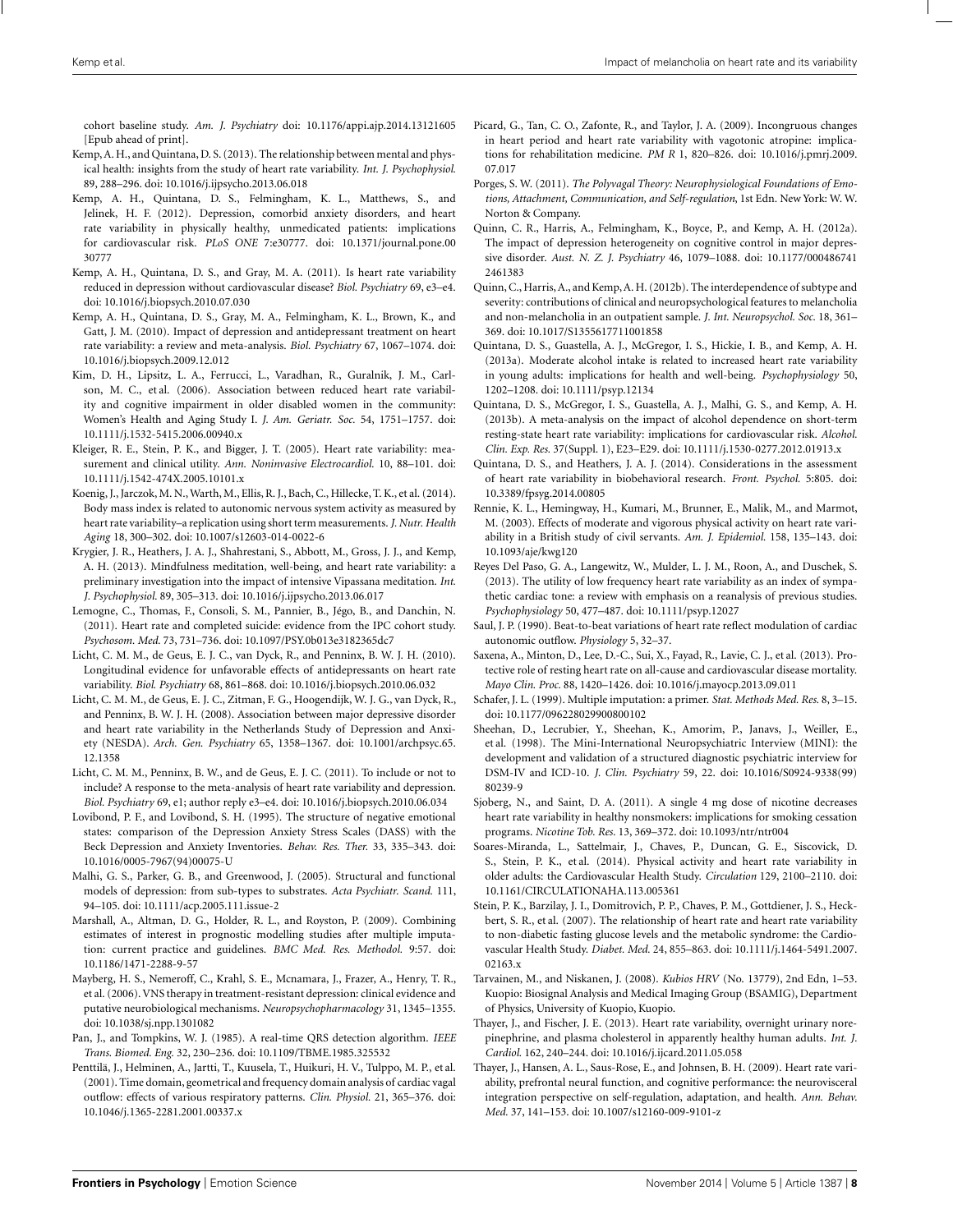cohort baseline study. *Am. J. Psychiatry* doi: 10.1176/appi.ajp.2014.13121605 [Epub ahead of print].

Kemp, A. H., and Quintana, D. S. (2013). The relationship between mental and physical health: insights from the study of heart rate variability. *Int. J. Psychophysiol.* 89, 288–296. doi: 10.1016/j.ijpsycho.2013.06.018

Kemp, A. H., Quintana, D. S., Felmingham, K. L., Matthews, S., and Jelinek, H. F. (2012). Depression, comorbid anxiety disorders, and heart rate variability in physically healthy, unmedicated patients: implications for cardiovascular risk. *PLoS ONE* 7:e30777. doi: 10.1371/journal.pone.0030777

Kemp, A. H., Quintana, D. S., and Gray, M. A. (2011). Is heart rate variability reduced in depression without cardiovascular disease? *Biol. Psychiatry* 69, e3–e4. doi: 10.1016/j.biopsych.2010.07.030

Kemp, A. H., Quintana, D. S., Gray, M. A., Felmingham, K. L., Brown, K., and Gatt, J. M. (2010). Impact of depression and antidepressant treatment on heart rate variability: a review and meta-analysis. *Biol. Psychiatry* 67, 1067–1074. doi: 10.1016/j.biopsych.2009.12.012

Kim, D. H., Lipsitz, L. A., Ferrucci, L., Varadhan, R., Guralnik, J. M., Carlson, M. C., et al. (2006). Association between reduced heart rate variability and cognitive impairment in older disabled women in the community: Women's Health and Aging Study I. *J. Am. Geriatr. Soc.* 54, 1751–1757. doi: 10.1111/j.1532-5415.2006.00940.x

Kleiger, R. E., Stein, P. K., and Bigger, J. T. (2005). Heart rate variability: measurement and clinical utility. *Ann. Noninvasive Electrocardiol.* 10, 88–101. doi: 10.1111/j.1542-474X.2005.10101.x

Koenig, J., Jarczok, M. N., Warth, M., Ellis, R. J., Bach, C., Hillecke, T. K., et al. (2014). Body mass index is related to autonomic nervous system activity as measured by heart rate variability–a replication using short term measurements. *J. Nutr. Health Aging* 18, 300–302. doi: 10.1007/s12603-014-0022-6

Krygier, J. R., Heathers, J. A. J., Shahrestani, S., Abbott, M., Gross, J. J., and Kemp, A. H. (2013). Mindfulness meditation, well-being, and heart rate variability: a preliminary investigation into the impact of intensive Vipassana meditation. *Int. J. Psychophysiol.* 89, 305–313. doi: 10.1016/j.ijpsycho.2013.06.017

Lemogne, C., Thomas, F., Consoli, S. M., Pannier, B., Jégo, B., and Danchin, N. (2011). Heart rate and completed suicide: evidence from the IPC cohort study. *Psychosom. Med.* 73, 731–736. doi: 10.1097/PSY.0b013e3182365dc7

Licht, C. M. M., de Geus, E. J. C., van Dyck, R., and Penninx, B. W. J. H. (2010). Longitudinal evidence for unfavorable effects of antidepressants on heart rate variability. *Biol. Psychiatry* 68, 861–868. doi: 10.1016/j.biopsych.2010.06.032

Licht, C. M. M., de Geus, E. J. C., Zitman, F. G., Hoogendijk, W. J. G., van Dyck, R., and Penninx, B. W. J. H. (2008). Association between major depressive disorder and heart rate variability in the Netherlands Study of Depression and Anxiety (NESDA). *Arch. Gen. Psychiatry* 65, 1358–1367. doi: 10.1001/archpsyc.65.12.1358

Licht, C. M. M., Penninx, B. W., and de Geus, E. J. C. (2011). To include or not to include? A response to the meta-analysis of heart rate variability and depression. *Biol. Psychiatry* 69, e1; author reply e3–e4. doi: 10.1016/j.biopsych.2010.06.034

Lovibond, P. F., and Lovibond, S. H. (1995). The structure of negative emotional states: comparison of the Depression Anxiety Stress Scales (DASS) with the Beck Depression and Anxiety Inventories. *Behav. Res. Ther.* 33, 335–343. doi: 10.1016/0005-7967(94)00075-U

Malhi, G. S., Parker, G. B., and Greenwood, J. (2005). Structural and functional models of depression: from sub-types to substrates. *Acta Psychiatr. Scand.* 111, 94–105. doi: 10.1111/acp.2005.111.issue-2

Marshall, A., Altman, D. G., Holder, R. L., and Royston, P. (2009). Combining estimates of interest in prognostic modelling studies after multiple imputation: current practice and guidelines. *BMC Med. Res. Methodol.* 9:57. doi: 10.1186/1471-2288-9-57

Mayberg, H. S., Nemeroff, C., Krahl, S. E., Mcnamara, J., Frazer, A., Henry, T. R., et al. (2006). VNS therapy in treatment-resistant depression: clinical evidence and putative neurobiological mechanisms. *Neuropsychopharmacology* 31, 1345–1355. doi: 10.1038/sj.npp.1301082

Pan, J., and Tompkins, W. J. (1985). A real-time QRS detection algorithm. *IEEE Trans. Biomed. Eng.* 32, 230–236. doi: 10.1109/TBME.1985.325532

Penttilä, J., Helminen, A., Jartti, T., Kuusela, T., Huikuri, H. V., Tulppo, M. P., et al. (2001). Time domain, geometrical and frequency domain analysis of cardiac vagal outflow: effects of various respiratory patterns. *Clin. Physiol.* 21, 365–376. doi: 10.1046/j.1365-2281.2001.00337.x

Picard, G., Tan, C. O., Zafonte, R., and Taylor, J. A. (2009). Incongruous changes in heart period and heart rate variability with vagotonic atropine: implications for rehabilitation medicine. *PM R* 1, 820–826. doi: 10.1016/j.pmrj.2009.07.017

Porges, S. W. (2011). *The Polyvagal Theory: Neurophysiological Foundations of Emotions, Attachment, Communication, and Self-regulation*, 1st Edn. New York: W. W. Norton & Company.

Quinn, C. R., Harris, A., Felmingham, K., Boyce, P., and Kemp, A. H. (2012a). The impact of depression heterogeneity on cognitive control in major depressive disorder. *Aust. N. Z. J. Psychiatry* 46, 1079–1088. doi: 10.1177/0004867412461383

Quinn, C., Harris, A., and Kemp, A. H. (2012b). The interdependence of subtype and severity: contributions of clinical and neuropsychological features to melancholia and non-melancholia in an outpatient sample. *J. Int. Neuropsychol. Soc.* 18, 361–369. doi: 10.1017/S1355617711001858

Quintana, D. S., Guastella, A. J., McGregor, I. S., Hickie, I. B., and Kemp, A. H. (2013a). Moderate alcohol intake is related to increased heart rate variability in young adults: implications for health and well-being. *Psychophysiology* 50, 1202–1208. doi: 10.1111/psyp.12134

Quintana, D. S., McGregor, I. S., Guastella, A. J., Malhi, G. S., and Kemp, A. H. (2013b). A meta-analysis on the impact of alcohol dependence on short-term resting-state heart rate variability: implications for cardiovascular risk. *Alcohol. Clin. Exp. Res.* 37(Suppl. 1), E23–E29. doi: 10.1111/j.1530-0277.2012.01913.x

Quintana, D. S., and Heathers, J. A. J. (2014). Considerations in the assessment of heart rate variability in biobehavioral research. *Front. Psychol.* 5:805. doi: 10.3389/fpsyg.2014.00805

Rennie, K. L., Hemingway, H., Kumari, M., Brunner, E., Malik, M., and Marmot, M. (2003). Effects of moderate and vigorous physical activity on heart rate variability in a British study of civil servants. *Am. J. Epidemiol.* 158, 135–143. doi: 10.1093/aje/kwg120

Reyes Del Paso, G. A., Langewitz, W., Mulder, L. J. M., Roon, A., and Duschek, S. (2013). The utility of low frequency heart rate variability as an index of sympathetic cardiac tone: a review with emphasis on a reanalysis of previous studies. *Psychophysiology* 50, 477–487. doi: 10.1111/psyp.12027

Saul, J. P. (1990). Beat-to-beat variations of heart rate reflect modulation of cardiac autonomic outflow. *Physiology* 5, 32–37.

Saxena, A., Minton, D., Lee, D.-C., Sui, X., Fayad, R., Lavie, C. J., et al. (2013). Protective role of resting heart rate on all-cause and cardiovascular disease mortality. *Mayo Clin. Proc.* 88, 1420–1426. doi: 10.1016/j.mayocp.2013.09.011

Schafer, J. L. (1999). Multiple imputation: a primer. *Stat. Methods Med. Res.* 8, 3–15. doi: 10.1177/096228029900800102

Sheehan, D., Lecrubier, Y., Sheehan, K., Amorim, P., Janavs, J., Weiller, E., et al. (1998). The Mini-International Neuropsychiatric Interview (MINI): the development and validation of a structured diagnostic psychiatric interview for DSM-IV and ICD-10. *J. Clin. Psychiatry* 59, 22. doi: 10.1016/S0924-9338(99)80239-9

Sjoberg, N., and Saint, D. A. (2011). A single 4 mg dose of nicotine decreases heart rate variability in healthy nonsmokers: implications for smoking cessation programs. *Nicotine Tob. Res.* 13, 369–372. doi: 10.1093/ntr/ntr004

Soares-Miranda, L., Sattelmair, J., Chaves, P., Duncan, G. E., Siscovick, D. S., Stein, P. K., et al. (2014). Physical activity and heart rate variability in older adults: the Cardiovascular Health Study. *Circulation* 129, 2100–2110. doi: 10.1161/CIRCULATIONAHA.113.005361

Stein, P. K., Barzilay, J. I., Domitrovich, P. P., Chaves, P. M., Gottdiener, J. S., Heckbert, S. R., et al. (2007). The relationship of heart rate and heart rate variability to non-diabetic fasting glucose levels and the metabolic syndrome: the Cardiovascular Health Study. *Diabet. Med.* 24, 855–863. doi: 10.1111/j.1464-5491.2007.02163.x

Tarvainen, M., and Niskanen, J. (2008). *Kubios HRV* (No. 13779), 2nd Edn, 1–53. Kuopio: Biosignal Analysis and Medical Imaging Group (BSAMIG), Department of Physics, University of Kuopio, Kuopio.

Thayer, J., and Fischer, J. E. (2013). Heart rate variability, overnight urinary norepinephrine, and plasma cholesterol in apparently healthy human adults. *Int. J. Cardiol.* 162, 240–244. doi: 10.1016/j.ijcard.2011.05.058

Thayer, J., Hansen, A. L., Saus-Rose, E., and Johnsen, B. H. (2009). Heart rate variability, prefrontal neural function, and cognitive performance: the neurovisceral integration perspective on self-regulation, adaptation, and health. *Ann. Behav. Med.* 37, 141–153. doi: 10.1007/s12160-009-9101-z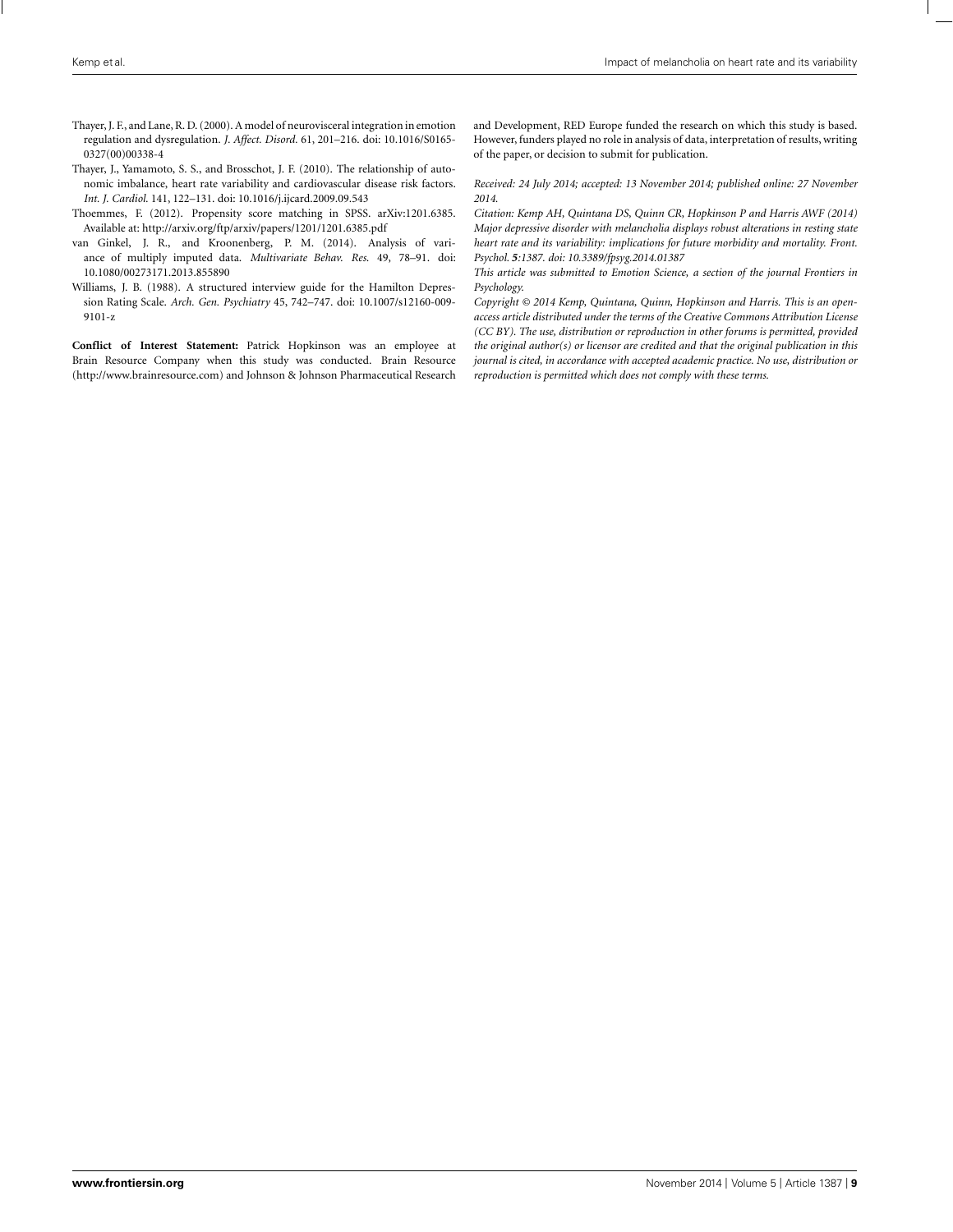Thayer, J. F., and Lane, R. D. (2000). A model of neurovisceral integration in emotion regulation and dysregulation. *J. Affect. Disord.* 61, 201–216. doi: 10.1016/S0165-0327(00)00338-4

Thayer, J., Yamamoto, S. S., and Brosschot, J. F. (2010). The relationship of autonomic imbalance, heart rate variability and cardiovascular disease risk factors. *Int. J. Cardiol.* 141, 122–131. doi: 10.1016/j.ijcard.2009.09.543

Thoemmes, F. (2012). Propensity score matching in SPSS. arXiv:1201.6385. Available at: http://arxiv.org/ftp/arxiv/papers/1201/1201.6385.pdf

van Ginkel, J. R., and Kroonenberg, P. M. (2014). Analysis of variance of multiply imputed data. *Multivariate Behav. Res.* 49, 78–91. doi: 10.1080/00273171.2013.855890

Williams, J. B. (1988). A structured interview guide for the Hamilton Depression Rating Scale. *Arch. Gen. Psychiatry* 45, 742–747. doi: 10.1007/s12160-009-9101-z

**Conflict of Interest Statement:** Patrick Hopkinson was an employee at Brain Resource Company when this study was conducted. Brain Resource (http://www.brainresource.com) and Johnson & Johnson Pharmaceutical Research and Development, RED Europe funded the research on which this study is based. However, funders played no role in analysis of data, interpretation of results, writing of the paper, or decision to submit for publication.

*Received: 24 July 2014; accepted: 13 November 2014; published online: 27 November 2014.*

*Citation: Kemp AH, Quintana DS, Quinn CR, Hopkinson P and Harris AWF (2014) Major depressive disorder with melancholia displays robust alterations in resting state heart rate and its variability: implications for future morbidity and mortality. Front. Psychol.* ***5****:1387. doi: 10.3389/fpsyg.2014.01387*

*This article was submitted to Emotion Science, a section of the journal Frontiers in Psychology.*

*Copyright © 2014 Kemp, Quintana, Quinn, Hopkinson and Harris. This is an open-access article distributed under the terms of the Creative Commons Attribution License (CC BY). The use, distribution or reproduction in other forums is permitted, provided the original author(s) or licensor are credited and that the original publication in this journal is cited, in accordance with accepted academic practice. No use, distribution or reproduction is permitted which does not comply with these terms.*